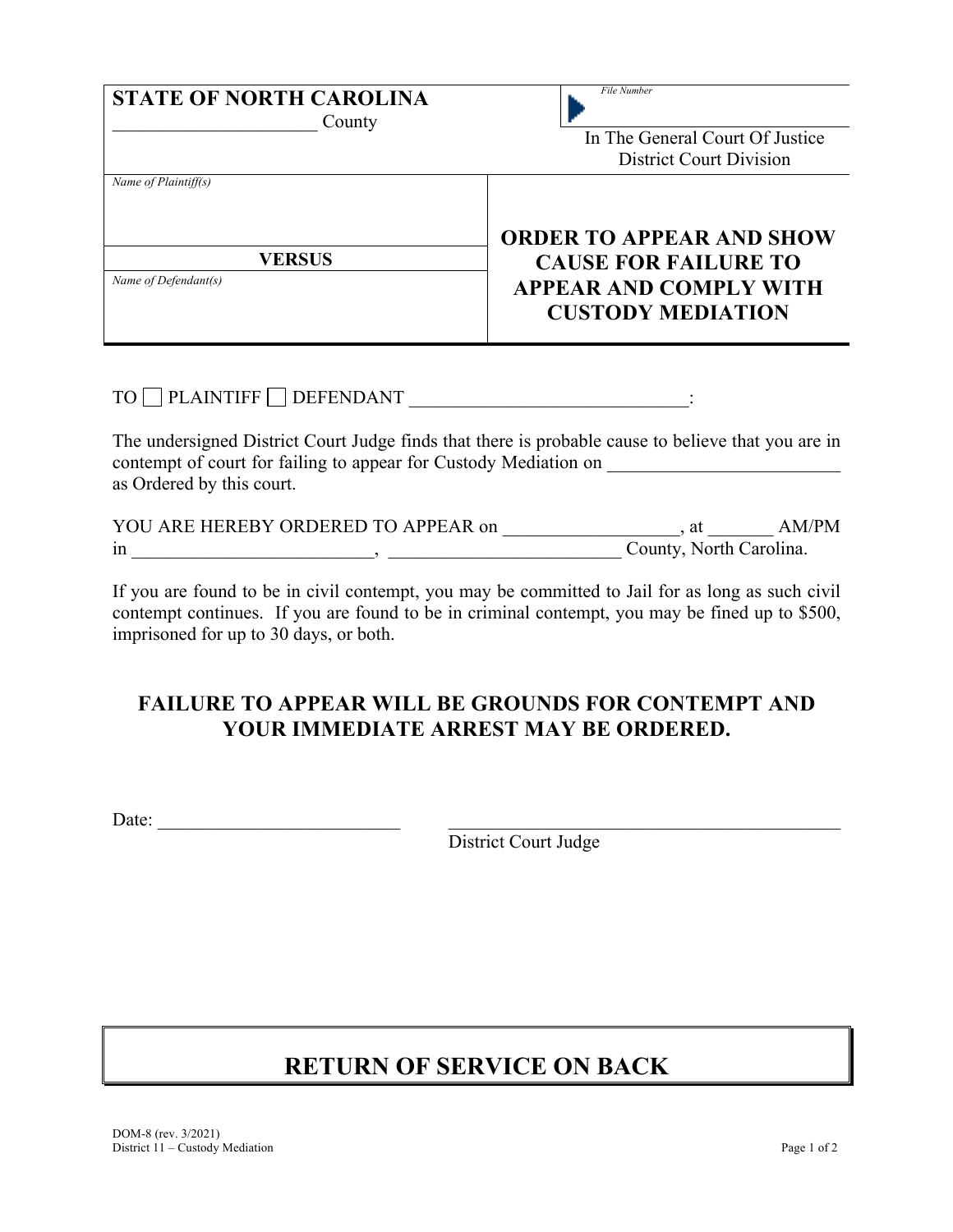| **STATE OF NORTH CAROLINA**<br>_______________________ County | File Number<br><br>In The General Court Of Justice<br>District Court Division |
| --- | --- |
| *Name of Plaintiff(s)*<br><br>**VERSUS**<br>*Name of Defendant(s)* | **ORDER TO APPEAR AND SHOW CAUSE FOR FAILURE TO APPEAR AND COMPLY WITH CUSTODY MEDIATION** |

TO ☐ PLAINTIFF ☐ DEFENDANT _______________________________:

The undersigned District Court Judge finds that there is probable cause to believe that you are in contempt of court for failing to appear for Custody Mediation on _________________________ as Ordered by this court.

YOU ARE HEREBY ORDERED TO APPEAR on ___________________, at _______ AM/PM in __________________________, __________________________ County, North Carolina.

If you are found to be in civil contempt, you may be committed to Jail for as long as such civil contempt continues. If you are found to be in criminal contempt, you may be fined up to $500, imprisoned for up to 30 days, or both.

**FAILURE TO APPEAR WILL BE GROUNDS FOR CONTEMPT AND YOUR IMMEDIATE ARREST MAY BE ORDERED.**

Date: __________________________ _____________________________________________
District Court Judge

## RETURN OF SERVICE ON BACK

DOM-8 (rev. 3/2021)
District 11 – Custody Mediation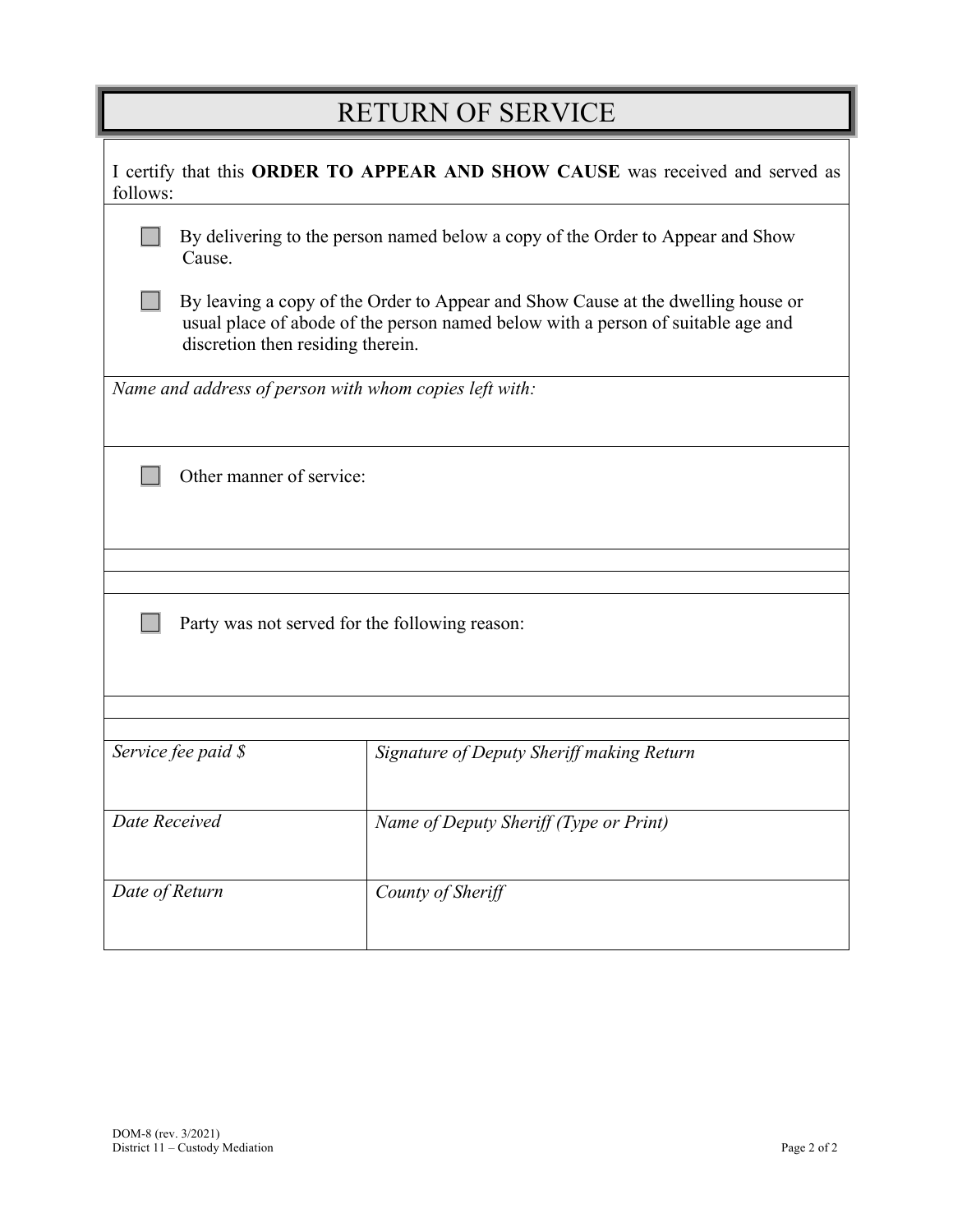# RETURN OF SERVICE

I certify that this **ORDER TO APPEAR AND SHOW CAUSE** was received and served as follows:

☐ By delivering to the person named below a copy of the Order to Appear and Show Cause.

☐ By leaving a copy of the Order to Appear and Show Cause at the dwelling house or usual place of abode of the person named below with a person of suitable age and discretion then residing therein.

*Name and address of person with whom copies left with:*

☐ Other manner of service:

☐ Party was not served for the following reason:

| | |
|---|---|
| *Service fee paid $* | *Signature of Deputy Sheriff making Return* |
| *Date Received* | *Name of Deputy Sheriff (Type or Print)* |
| *Date of Return* | *County of Sheriff* |

DOM-8 (rev. 3/2021)
District 11 – Custody Mediation